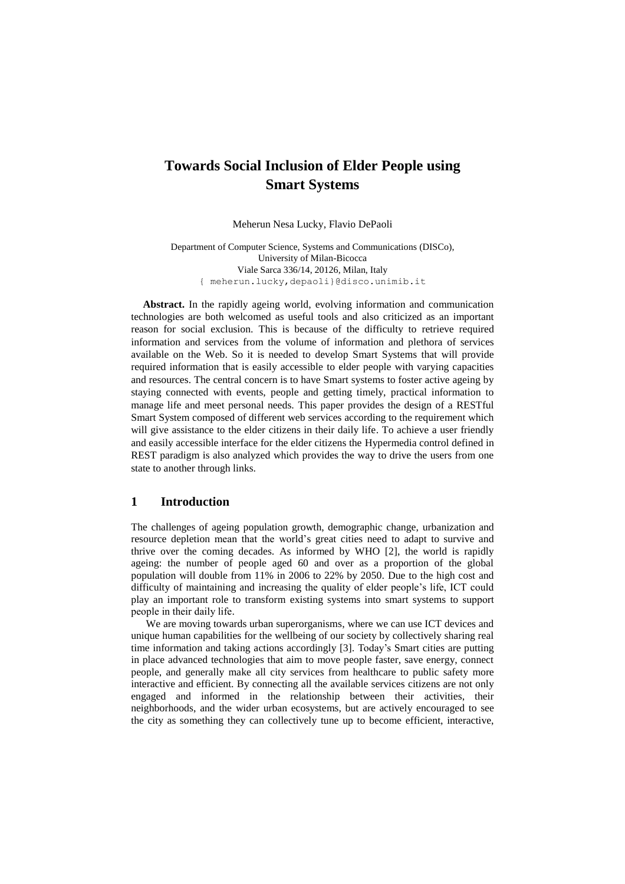# Towards Social Inclusion of Elder People using Smart Systems

Meherun Nesa Lucky, Flavio DePaoli

Department of Computer Science, Systems and Communications (DISCo),
University of Milan-Bicocca
Viale Sarca 336/14, 20126, Milan, Italy
{ meherun.lucky,depaoli}@disco.unimib.it

**Abstract.** In the rapidly ageing world, evolving information and communication technologies are both welcomed as useful tools and also criticized as an important reason for social exclusion. This is because of the difficulty to retrieve required information and services from the volume of information and plethora of services available on the Web. So it is needed to develop Smart Systems that will provide required information that is easily accessible to elder people with varying capacities and resources. The central concern is to have Smart systems to foster active ageing by staying connected with events, people and getting timely, practical information to manage life and meet personal needs. This paper provides the design of a RESTful Smart System composed of different web services according to the requirement which will give assistance to the elder citizens in their daily life. To achieve a user friendly and easily accessible interface for the elder citizens the Hypermedia control defined in REST paradigm is also analyzed which provides the way to drive the users from one state to another through links.

## 1 Introduction

The challenges of ageing population growth, demographic change, urbanization and resource depletion mean that the world's great cities need to adapt to survive and thrive over the coming decades. As informed by WHO [2], the world is rapidly ageing: the number of people aged 60 and over as a proportion of the global population will double from 11% in 2006 to 22% by 2050. Due to the high cost and difficulty of maintaining and increasing the quality of elder people's life, ICT could play an important role to transform existing systems into smart systems to support people in their daily life.

We are moving towards urban superorganisms, where we can use ICT devices and unique human capabilities for the wellbeing of our society by collectively sharing real time information and taking actions accordingly [3]. Today's Smart cities are putting in place advanced technologies that aim to move people faster, save energy, connect people, and generally make all city services from healthcare to public safety more interactive and efficient. By connecting all the available services citizens are not only engaged and informed in the relationship between their activities, their neighborhoods, and the wider urban ecosystems, but are actively encouraged to see the city as something they can collectively tune up to become efficient, interactive,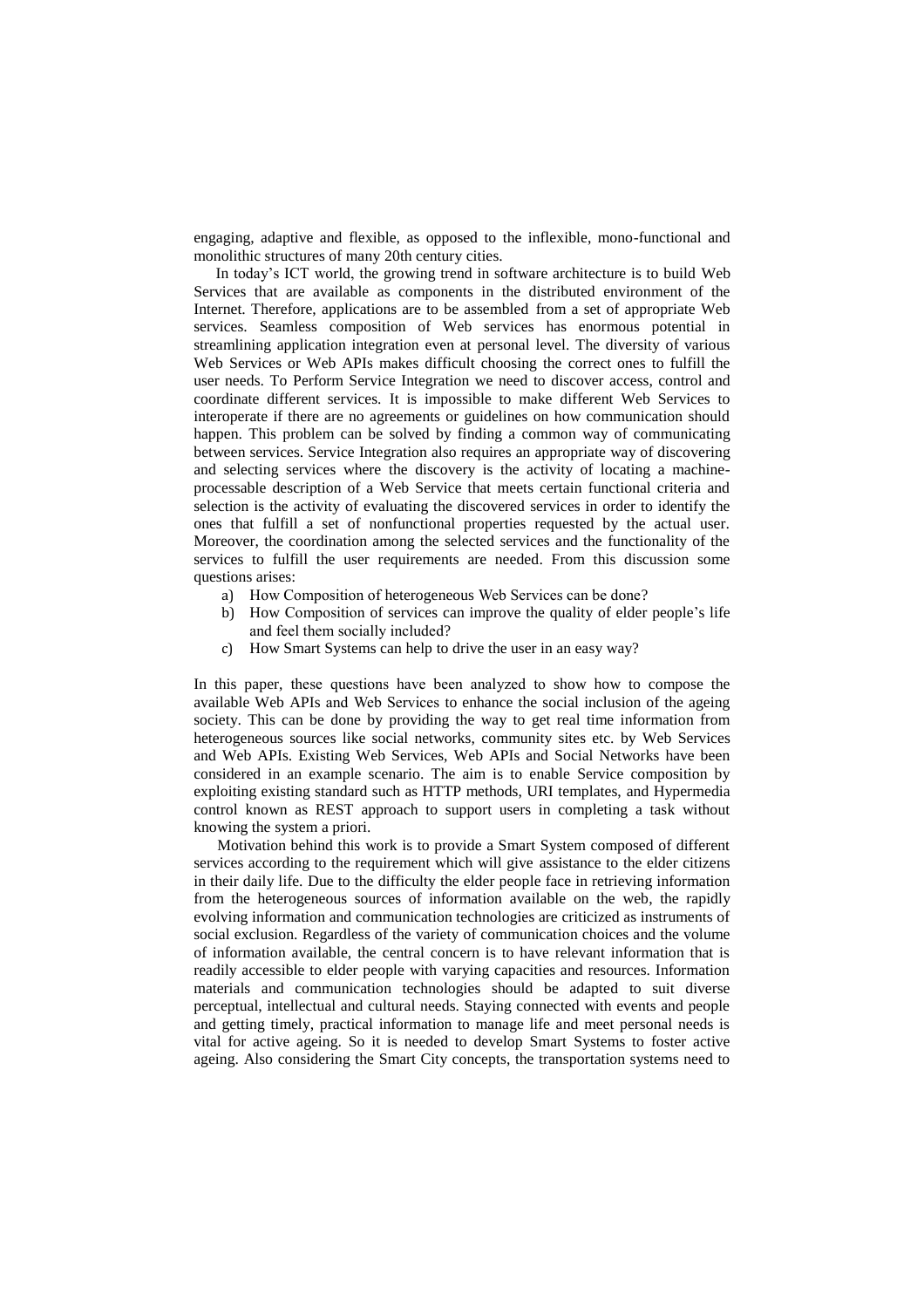engaging, adaptive and flexible, as opposed to the inflexible, mono-functional and monolithic structures of many 20th century cities.

In today's ICT world, the growing trend in software architecture is to build Web Services that are available as components in the distributed environment of the Internet. Therefore, applications are to be assembled from a set of appropriate Web services. Seamless composition of Web services has enormous potential in streamlining application integration even at personal level. The diversity of various Web Services or Web APIs makes difficult choosing the correct ones to fulfill the user needs. To Perform Service Integration we need to discover access, control and coordinate different services. It is impossible to make different Web Services to interoperate if there are no agreements or guidelines on how communication should happen. This problem can be solved by finding a common way of communicating between services. Service Integration also requires an appropriate way of discovering and selecting services where the discovery is the activity of locating a machine-processable description of a Web Service that meets certain functional criteria and selection is the activity of evaluating the discovered services in order to identify the ones that fulfill a set of nonfunctional properties requested by the actual user. Moreover, the coordination among the selected services and the functionality of the services to fulfill the user requirements are needed. From this discussion some questions arises:

a) How Composition of heterogeneous Web Services can be done?
b) How Composition of services can improve the quality of elder people's life and feel them socially included?
c) How Smart Systems can help to drive the user in an easy way?

In this paper, these questions have been analyzed to show how to compose the available Web APIs and Web Services to enhance the social inclusion of the ageing society. This can be done by providing the way to get real time information from heterogeneous sources like social networks, community sites etc. by Web Services and Web APIs. Existing Web Services, Web APIs and Social Networks have been considered in an example scenario. The aim is to enable Service composition by exploiting existing standard such as HTTP methods, URI templates, and Hypermedia control known as REST approach to support users in completing a task without knowing the system a priori.

Motivation behind this work is to provide a Smart System composed of different services according to the requirement which will give assistance to the elder citizens in their daily life. Due to the difficulty the elder people face in retrieving information from the heterogeneous sources of information available on the web, the rapidly evolving information and communication technologies are criticized as instruments of social exclusion. Regardless of the variety of communication choices and the volume of information available, the central concern is to have relevant information that is readily accessible to elder people with varying capacities and resources. Information materials and communication technologies should be adapted to suit diverse perceptual, intellectual and cultural needs. Staying connected with events and people and getting timely, practical information to manage life and meet personal needs is vital for active ageing. So it is needed to develop Smart Systems to foster active ageing. Also considering the Smart City concepts, the transportation systems need to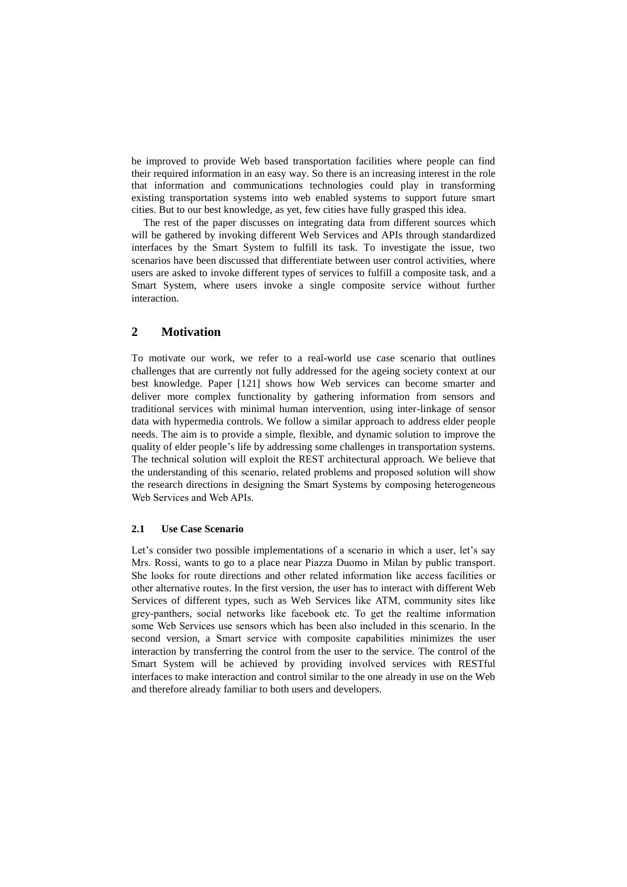be improved to provide Web based transportation facilities where people can find their required information in an easy way. So there is an increasing interest in the role that information and communications technologies could play in transforming existing transportation systems into web enabled systems to support future smart cities. But to our best knowledge, as yet, few cities have fully grasped this idea.

The rest of the paper discusses on integrating data from different sources which will be gathered by invoking different Web Services and APIs through standardized interfaces by the Smart System to fulfill its task. To investigate the issue, two scenarios have been discussed that differentiate between user control activities, where users are asked to invoke different types of services to fulfill a composite task, and a Smart System, where users invoke a single composite service without further interaction.

## 2 Motivation

To motivate our work, we refer to a real-world use case scenario that outlines challenges that are currently not fully addressed for the ageing society context at our best knowledge. Paper [121] shows how Web services can become smarter and deliver more complex functionality by gathering information from sensors and traditional services with minimal human intervention, using inter-linkage of sensor data with hypermedia controls. We follow a similar approach to address elder people needs. The aim is to provide a simple, flexible, and dynamic solution to improve the quality of elder people's life by addressing some challenges in transportation systems. The technical solution will exploit the REST architectural approach. We believe that the understanding of this scenario, related problems and proposed solution will show the research directions in designing the Smart Systems by composing heterogeneous Web Services and Web APIs.

### 2.1 Use Case Scenario

Let's consider two possible implementations of a scenario in which a user, let's say Mrs. Rossi, wants to go to a place near Piazza Duomo in Milan by public transport. She looks for route directions and other related information like access facilities or other alternative routes. In the first version, the user has to interact with different Web Services of different types, such as Web Services like ATM, community sites like grey-panthers, social networks like facebook etc. To get the realtime information some Web Services use sensors which has been also included in this scenario. In the second version, a Smart service with composite capabilities minimizes the user interaction by transferring the control from the user to the service. The control of the Smart System will be achieved by providing involved services with RESTful interfaces to make interaction and control similar to the one already in use on the Web and therefore already familiar to both users and developers.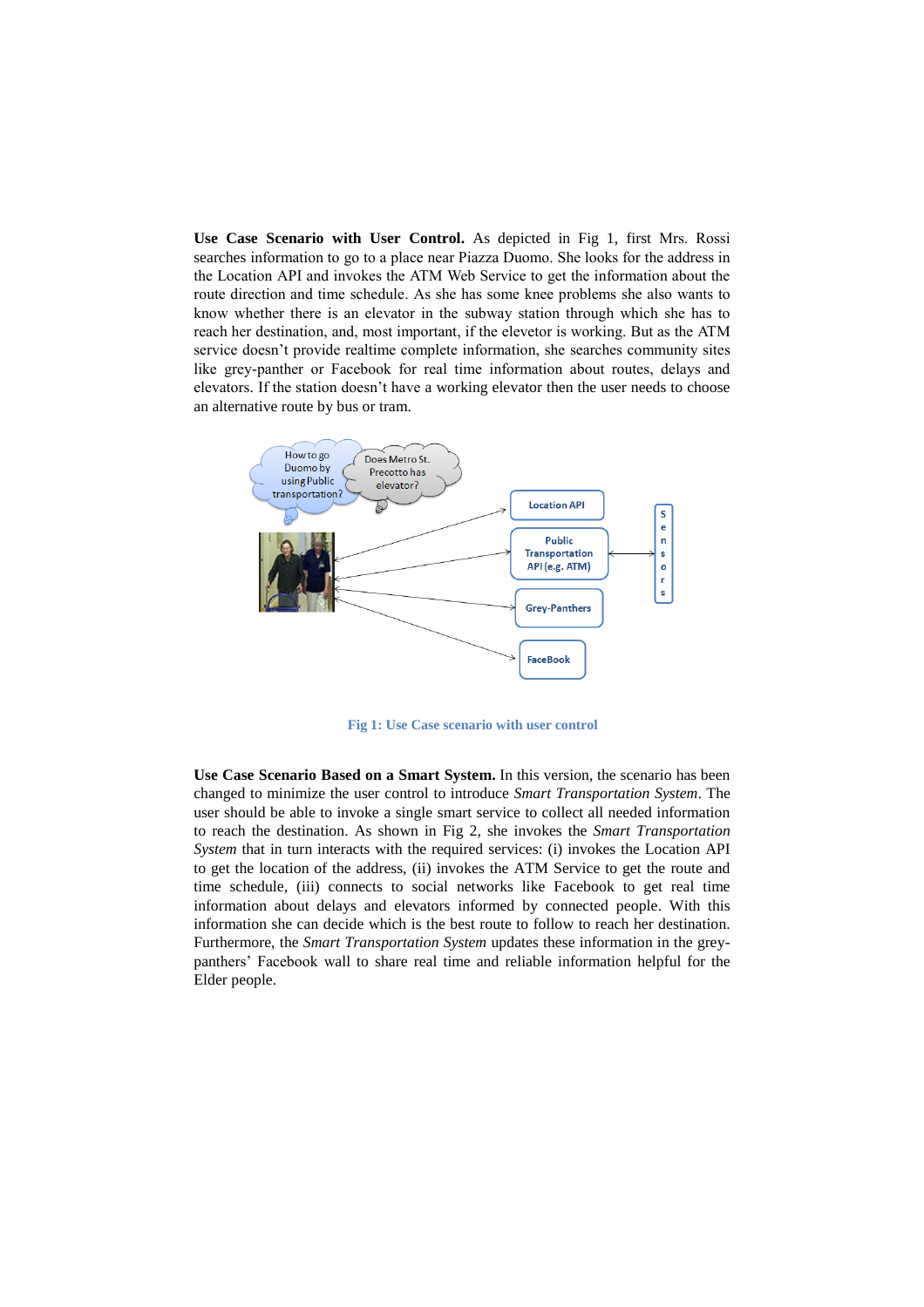**Use Case Scenario with User Control.** As depicted in Fig 1, first Mrs. Rossi searches information to go to a place near Piazza Duomo. She looks for the address in the Location API and invokes the ATM Web Service to get the information about the route direction and time schedule. As she has some knee problems she also wants to know whether there is an elevator in the subway station through which she has to reach her destination, and, most important, if the elevetor is working. But as the ATM service doesn't provide realtime complete information, she searches community sites like grey-panther or Facebook for real time information about routes, delays and elevators. If the station doesn't have a working elevator then the user needs to choose an alternative route by bus or tram.

Fig 1: Use Case scenario with user control

**Use Case Scenario Based on a Smart System.** In this version, the scenario has been changed to minimize the user control to introduce *Smart Transportation System*. The user should be able to invoke a single smart service to collect all needed information to reach the destination. As shown in Fig 2, she invokes the *Smart Transportation System* that in turn interacts with the required services: (i) invokes the Location API to get the location of the address, (ii) invokes the ATM Service to get the route and time schedule, (iii) connects to social networks like Facebook to get real time information about delays and elevators informed by connected people. With this information she can decide which is the best route to follow to reach her destination. Furthermore, the *Smart Transportation System* updates these information in the grey-panthers' Facebook wall to share real time and reliable information helpful for the Elder people.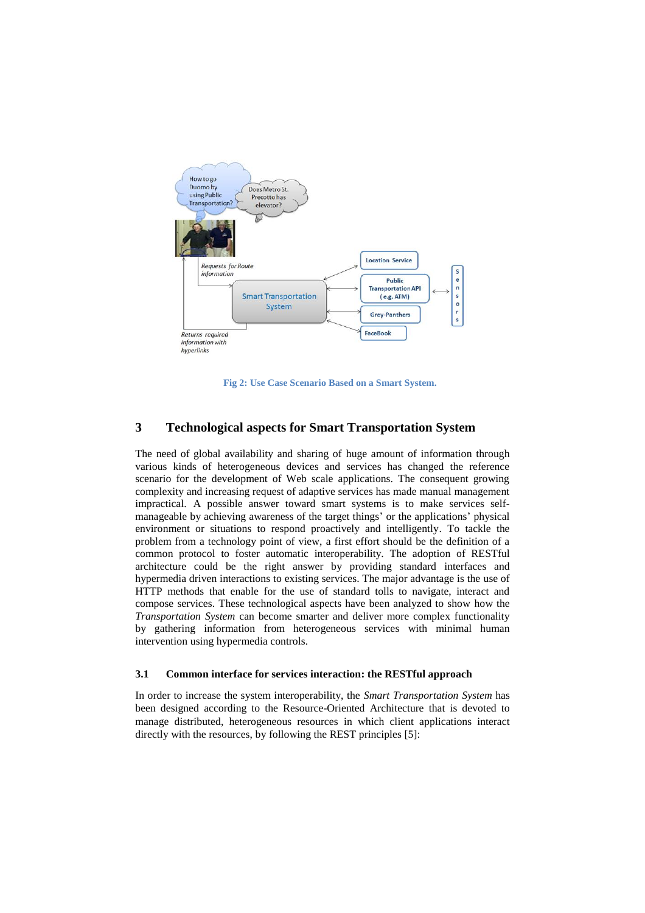Fig 2: Use Case Scenario Based on a Smart System.

## 3 Technological aspects for Smart Transportation System

The need of global availability and sharing of huge amount of information through various kinds of heterogeneous devices and services has changed the reference scenario for the development of Web scale applications. The consequent growing complexity and increasing request of adaptive services has made manual management impractical. A possible answer toward smart systems is to make services self-manageable by achieving awareness of the target things' or the applications' physical environment or situations to respond proactively and intelligently. To tackle the problem from a technology point of view, a first effort should be the definition of a common protocol to foster automatic interoperability. The adoption of RESTful architecture could be the right answer by providing standard interfaces and hypermedia driven interactions to existing services. The major advantage is the use of HTTP methods that enable for the use of standard tolls to navigate, interact and compose services. These technological aspects have been analyzed to show how the *Transportation System* can become smarter and deliver more complex functionality by gathering information from heterogeneous services with minimal human intervention using hypermedia controls.

### 3.1 Common interface for services interaction: the RESTful approach

In order to increase the system interoperability, the *Smart Transportation System* has been designed according to the Resource-Oriented Architecture that is devoted to manage distributed, heterogeneous resources in which client applications interact directly with the resources, by following the REST principles [5]: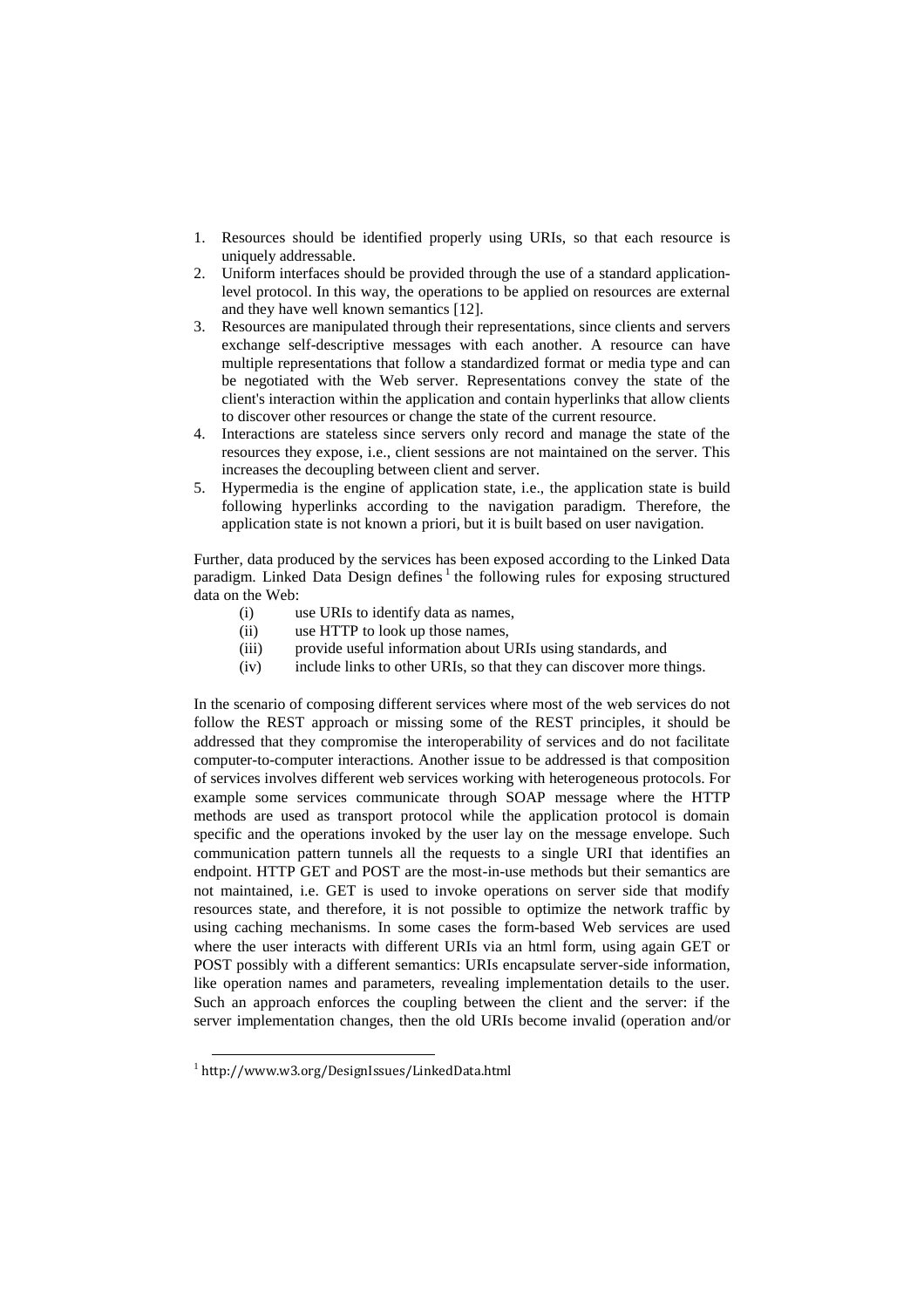1. Resources should be identified properly using URIs, so that each resource is uniquely addressable.
2. Uniform interfaces should be provided through the use of a standard application-level protocol. In this way, the operations to be applied on resources are external and they have well known semantics [12].
3. Resources are manipulated through their representations, since clients and servers exchange self-descriptive messages with each another. A resource can have multiple representations that follow a standardized format or media type and can be negotiated with the Web server. Representations convey the state of the client's interaction within the application and contain hyperlinks that allow clients to discover other resources or change the state of the current resource.
4. Interactions are stateless since servers only record and manage the state of the resources they expose, i.e., client sessions are not maintained on the server. This increases the decoupling between client and server.
5. Hypermedia is the engine of application state, i.e., the application state is build following hyperlinks according to the navigation paradigm. Therefore, the application state is not known a priori, but it is built based on user navigation.

Further, data produced by the services has been exposed according to the Linked Data paradigm. Linked Data Design defines [1] the following rules for exposing structured data on the Web:

- (i) use URIs to identify data as names,
- (ii) use HTTP to look up those names,
- (iii) provide useful information about URIs using standards, and
- (iv) include links to other URIs, so that they can discover more things.

In the scenario of composing different services where most of the web services do not follow the REST approach or missing some of the REST principles, it should be addressed that they compromise the interoperability of services and do not facilitate computer-to-computer interactions. Another issue to be addressed is that composition of services involves different web services working with heterogeneous protocols. For example some services communicate through SOAP message where the HTTP methods are used as transport protocol while the application protocol is domain specific and the operations invoked by the user lay on the message envelope. Such communication pattern tunnels all the requests to a single URI that identifies an endpoint. HTTP GET and POST are the most-in-use methods but their semantics are not maintained, i.e. GET is used to invoke operations on server side that modify resources state, and therefore, it is not possible to optimize the network traffic by using caching mechanisms. In some cases the form-based Web services are used where the user interacts with different URIs via an html form, using again GET or POST possibly with a different semantics: URIs encapsulate server-side information, like operation names and parameters, revealing implementation details to the user. Such an approach enforces the coupling between the client and the server: if the server implementation changes, then the old URIs become invalid (operation and/or

[1] http://www.w3.org/DesignIssues/LinkedData.html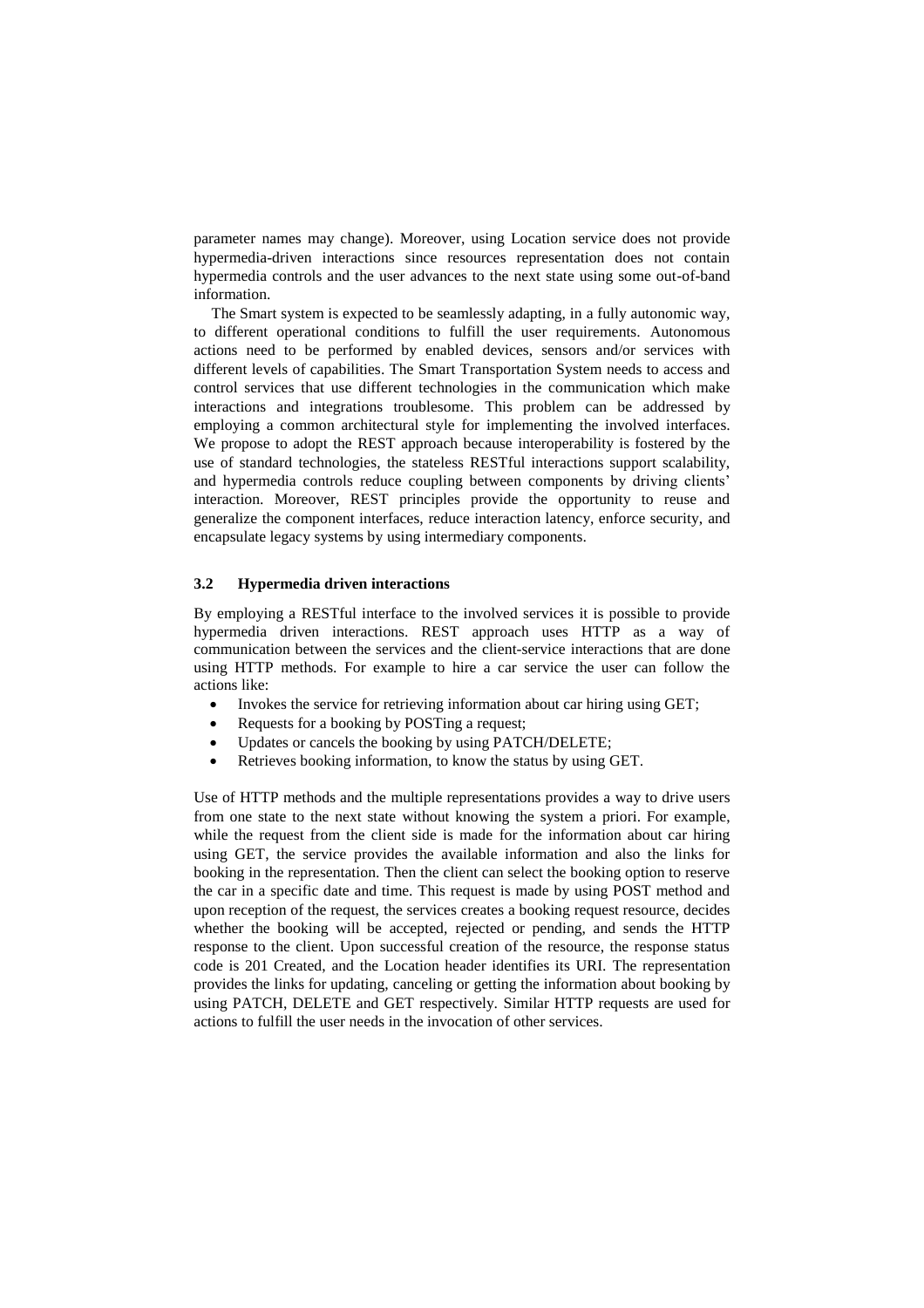parameter names may change). Moreover, using Location service does not provide hypermedia-driven interactions since resources representation does not contain hypermedia controls and the user advances to the next state using some out-of-band information.

The Smart system is expected to be seamlessly adapting, in a fully autonomic way, to different operational conditions to fulfill the user requirements. Autonomous actions need to be performed by enabled devices, sensors and/or services with different levels of capabilities. The Smart Transportation System needs to access and control services that use different technologies in the communication which make interactions and integrations troublesome. This problem can be addressed by employing a common architectural style for implementing the involved interfaces. We propose to adopt the REST approach because interoperability is fostered by the use of standard technologies, the stateless RESTful interactions support scalability, and hypermedia controls reduce coupling between components by driving clients' interaction. Moreover, REST principles provide the opportunity to reuse and generalize the component interfaces, reduce interaction latency, enforce security, and encapsulate legacy systems by using intermediary components.

### 3.2 Hypermedia driven interactions

By employing a RESTful interface to the involved services it is possible to provide hypermedia driven interactions. REST approach uses HTTP as a way of communication between the services and the client-service interactions that are done using HTTP methods. For example to hire a car service the user can follow the actions like:

- Invokes the service for retrieving information about car hiring using GET;
- Requests for a booking by POSTing a request;
- Updates or cancels the booking by using PATCH/DELETE;
- Retrieves booking information, to know the status by using GET.

Use of HTTP methods and the multiple representations provides a way to drive users from one state to the next state without knowing the system a priori. For example, while the request from the client side is made for the information about car hiring using GET, the service provides the available information and also the links for booking in the representation. Then the client can select the booking option to reserve the car in a specific date and time. This request is made by using POST method and upon reception of the request, the services creates a booking request resource, decides whether the booking will be accepted, rejected or pending, and sends the HTTP response to the client. Upon successful creation of the resource, the response status code is 201 Created, and the Location header identifies its URI. The representation provides the links for updating, canceling or getting the information about booking by using PATCH, DELETE and GET respectively. Similar HTTP requests are used for actions to fulfill the user needs in the invocation of other services.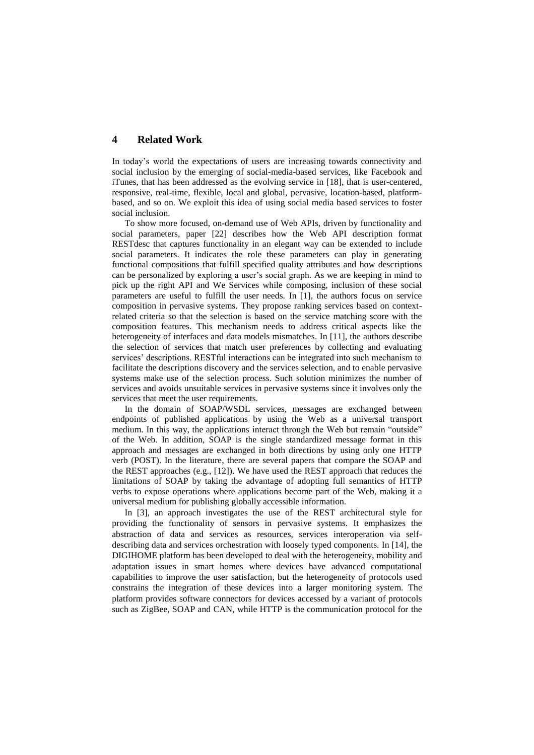## 4 Related Work

In today's world the expectations of users are increasing towards connectivity and social inclusion by the emerging of social-media-based services, like Facebook and iTunes, that has been addressed as the evolving service in [18], that is user-centered, responsive, real-time, flexible, local and global, pervasive, location-based, platform-based, and so on. We exploit this idea of using social media based services to foster social inclusion.

To show more focused, on-demand use of Web APIs, driven by functionality and social parameters, paper [22] describes how the Web API description format RESTdesc that captures functionality in an elegant way can be extended to include social parameters. It indicates the role these parameters can play in generating functional compositions that fulfill specified quality attributes and how descriptions can be personalized by exploring a user's social graph. As we are keeping in mind to pick up the right API and We Services while composing, inclusion of these social parameters are useful to fulfill the user needs. In [1], the authors focus on service composition in pervasive systems. They propose ranking services based on context-related criteria so that the selection is based on the service matching score with the composition features. This mechanism needs to address critical aspects like the heterogeneity of interfaces and data models mismatches. In [11], the authors describe the selection of services that match user preferences by collecting and evaluating services' descriptions. RESTful interactions can be integrated into such mechanism to facilitate the descriptions discovery and the services selection, and to enable pervasive systems make use of the selection process. Such solution minimizes the number of services and avoids unsuitable services in pervasive systems since it involves only the services that meet the user requirements.

In the domain of SOAP/WSDL services, messages are exchanged between endpoints of published applications by using the Web as a universal transport medium. In this way, the applications interact through the Web but remain "outside" of the Web. In addition, SOAP is the single standardized message format in this approach and messages are exchanged in both directions by using only one HTTP verb (POST). In the literature, there are several papers that compare the SOAP and the REST approaches (e.g., [12]). We have used the REST approach that reduces the limitations of SOAP by taking the advantage of adopting full semantics of HTTP verbs to expose operations where applications become part of the Web, making it a universal medium for publishing globally accessible information.

In [3], an approach investigates the use of the REST architectural style for providing the functionality of sensors in pervasive systems. It emphasizes the abstraction of data and services as resources, services interoperation via self-describing data and services orchestration with loosely typed components. In [14], the DIGIHOME platform has been developed to deal with the heterogeneity, mobility and adaptation issues in smart homes where devices have advanced computational capabilities to improve the user satisfaction, but the heterogeneity of protocols used constrains the integration of these devices into a larger monitoring system. The platform provides software connectors for devices accessed by a variant of protocols such as ZigBee, SOAP and CAN, while HTTP is the communication protocol for the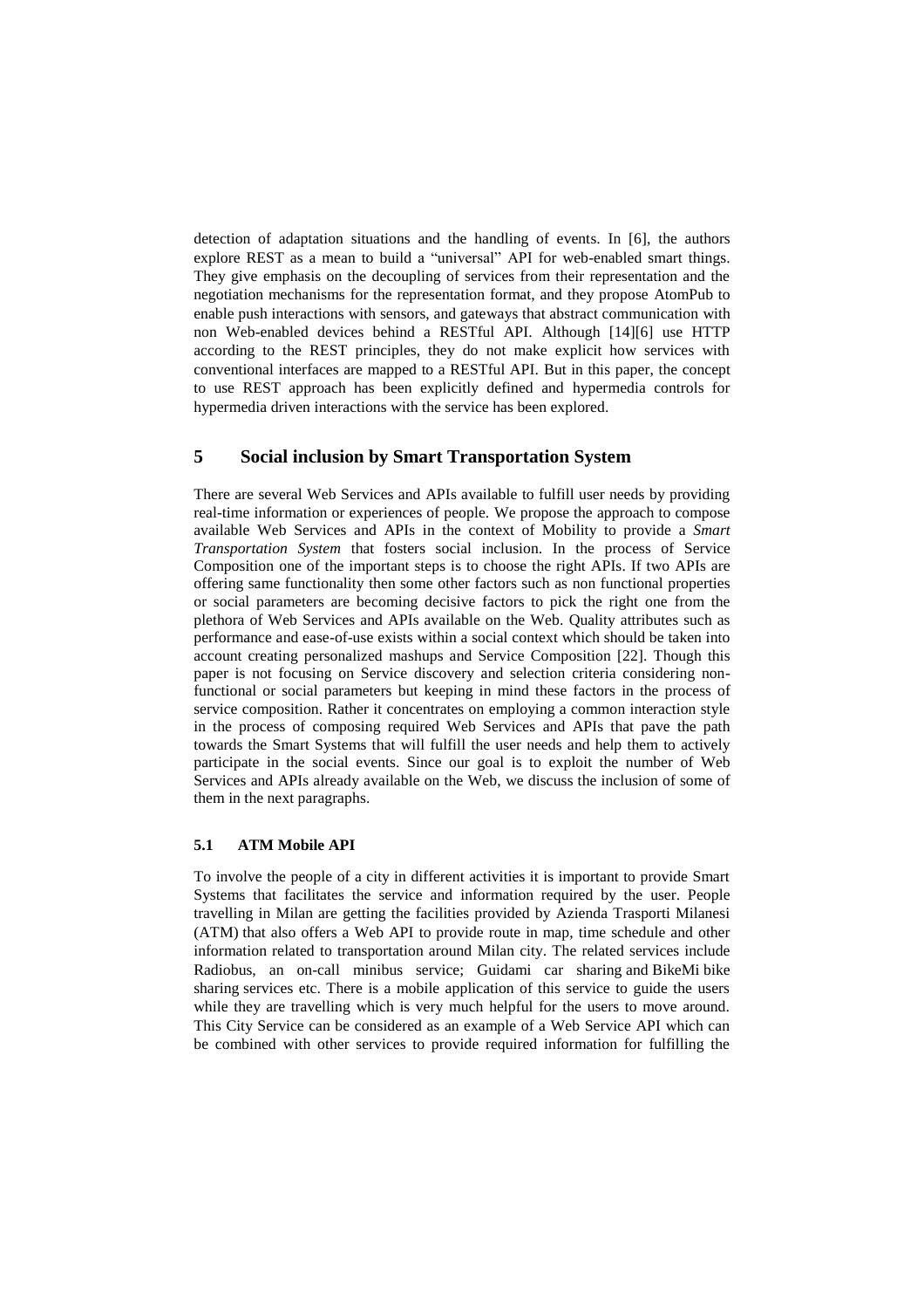detection of adaptation situations and the handling of events. In [6], the authors explore REST as a mean to build a "universal" API for web-enabled smart things. They give emphasis on the decoupling of services from their representation and the negotiation mechanisms for the representation format, and they propose AtomPub to enable push interactions with sensors, and gateways that abstract communication with non Web-enabled devices behind a RESTful API. Although [14][6] use HTTP according to the REST principles, they do not make explicit how services with conventional interfaces are mapped to a RESTful API. But in this paper, the concept to use REST approach has been explicitly defined and hypermedia controls for hypermedia driven interactions with the service has been explored.

## 5 Social inclusion by Smart Transportation System

There are several Web Services and APIs available to fulfill user needs by providing real-time information or experiences of people. We propose the approach to compose available Web Services and APIs in the context of Mobility to provide a *Smart Transportation System* that fosters social inclusion. In the process of Service Composition one of the important steps is to choose the right APIs. If two APIs are offering same functionality then some other factors such as non functional properties or social parameters are becoming decisive factors to pick the right one from the plethora of Web Services and APIs available on the Web. Quality attributes such as performance and ease-of-use exists within a social context which should be taken into account creating personalized mashups and Service Composition [22]. Though this paper is not focusing on Service discovery and selection criteria considering non-functional or social parameters but keeping in mind these factors in the process of service composition. Rather it concentrates on employing a common interaction style in the process of composing required Web Services and APIs that pave the path towards the Smart Systems that will fulfill the user needs and help them to actively participate in the social events. Since our goal is to exploit the number of Web Services and APIs already available on the Web, we discuss the inclusion of some of them in the next paragraphs.

### 5.1 ATM Mobile API

To involve the people of a city in different activities it is important to provide Smart Systems that facilitates the service and information required by the user. People travelling in Milan are getting the facilities provided by Azienda Trasporti Milanesi (ATM) that also offers a Web API to provide route in map, time schedule and other information related to transportation around Milan city. The related services include Radiobus, an on-call minibus service; Guidami car sharing and BikeMi bike sharing services etc. There is a mobile application of this service to guide the users while they are travelling which is very much helpful for the users to move around. This City Service can be considered as an example of a Web Service API which can be combined with other services to provide required information for fulfilling the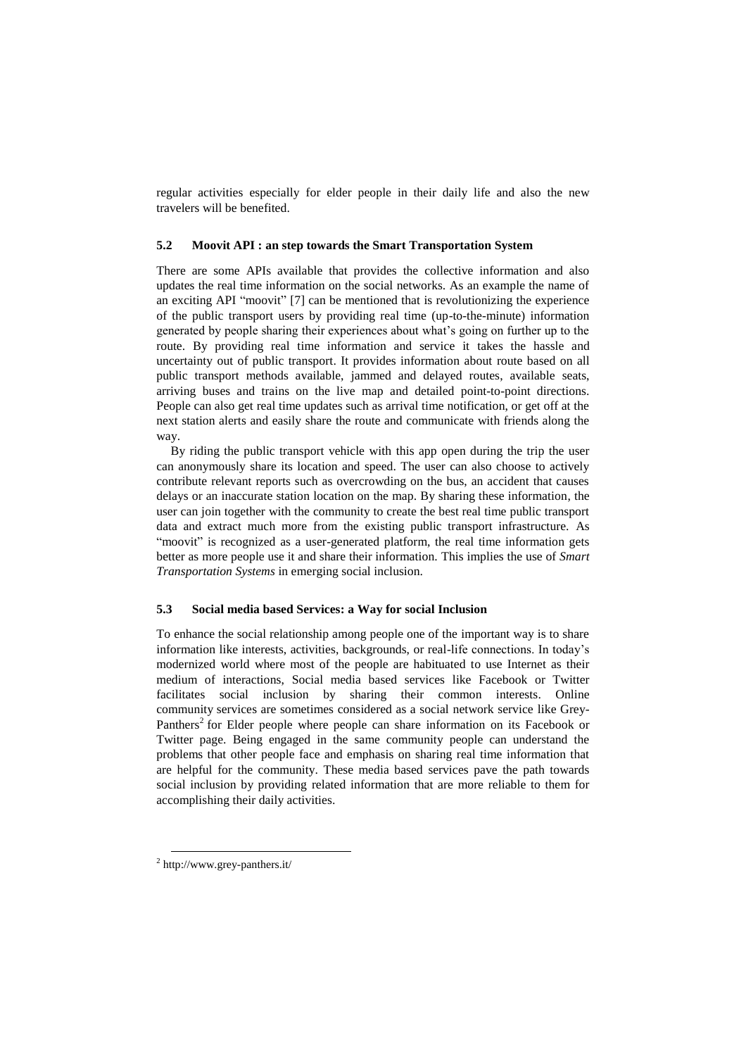regular activities especially for elder people in their daily life and also the new travelers will be benefited.

### 5.2 Moovit API : an step towards the Smart Transportation System

There are some APIs available that provides the collective information and also updates the real time information on the social networks. As an example the name of an exciting API "moovit" [7] can be mentioned that is revolutionizing the experience of the public transport users by providing real time (up-to-the-minute) information generated by people sharing their experiences about what's going on further up to the route. By providing real time information and service it takes the hassle and uncertainty out of public transport. It provides information about route based on all public transport methods available, jammed and delayed routes, available seats, arriving buses and trains on the live map and detailed point-to-point directions. People can also get real time updates such as arrival time notification, or get off at the next station alerts and easily share the route and communicate with friends along the way.

By riding the public transport vehicle with this app open during the trip the user can anonymously share its location and speed. The user can also choose to actively contribute relevant reports such as overcrowding on the bus, an accident that causes delays or an inaccurate station location on the map. By sharing these information, the user can join together with the community to create the best real time public transport data and extract much more from the existing public transport infrastructure. As "moovit" is recognized as a user-generated platform, the real time information gets better as more people use it and share their information. This implies the use of *Smart Transportation Systems* in emerging social inclusion.

### 5.3 Social media based Services: a Way for social Inclusion

To enhance the social relationship among people one of the important way is to share information like interests, activities, backgrounds, or real-life connections. In today's modernized world where most of the people are habituated to use Internet as their medium of interactions, Social media based services like Facebook or Twitter facilitates social inclusion by sharing their common interests. Online community services are sometimes considered as a social network service like Grey-Panthers[2] for Elder people where people can share information on its Facebook or Twitter page. Being engaged in the same community people can understand the problems that other people face and emphasis on sharing real time information that are helpful for the community. These media based services pave the path towards social inclusion by providing related information that are more reliable to them for accomplishing their daily activities.

[2] http://www.grey-panthers.it/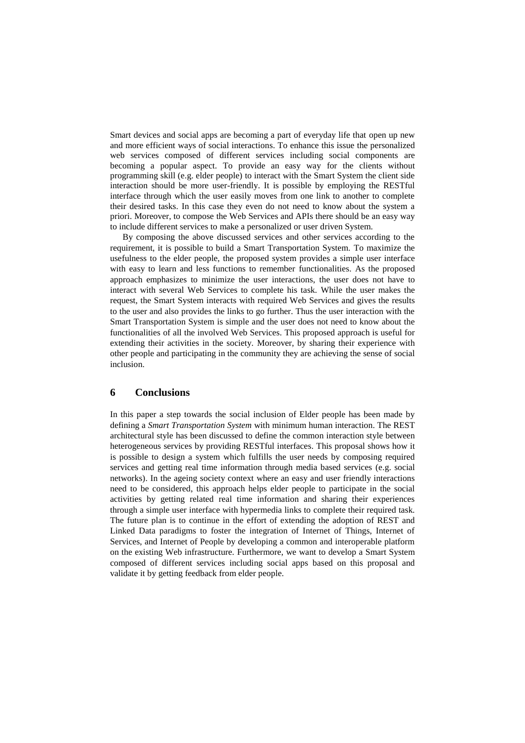Smart devices and social apps are becoming a part of everyday life that open up new and more efficient ways of social interactions. To enhance this issue the personalized web services composed of different services including social components are becoming a popular aspect. To provide an easy way for the clients without programming skill (e.g. elder people) to interact with the Smart System the client side interaction should be more user-friendly. It is possible by employing the RESTful interface through which the user easily moves from one link to another to complete their desired tasks. In this case they even do not need to know about the system a priori. Moreover, to compose the Web Services and APIs there should be an easy way to include different services to make a personalized or user driven System.

By composing the above discussed services and other services according to the requirement, it is possible to build a Smart Transportation System. To maximize the usefulness to the elder people, the proposed system provides a simple user interface with easy to learn and less functions to remember functionalities. As the proposed approach emphasizes to minimize the user interactions, the user does not have to interact with several Web Services to complete his task. While the user makes the request, the Smart System interacts with required Web Services and gives the results to the user and also provides the links to go further. Thus the user interaction with the Smart Transportation System is simple and the user does not need to know about the functionalities of all the involved Web Services. This proposed approach is useful for extending their activities in the society. Moreover, by sharing their experience with other people and participating in the community they are achieving the sense of social inclusion.

## 6 Conclusions

In this paper a step towards the social inclusion of Elder people has been made by defining a *Smart Transportation System* with minimum human interaction. The REST architectural style has been discussed to define the common interaction style between heterogeneous services by providing RESTful interfaces. This proposal shows how it is possible to design a system which fulfills the user needs by composing required services and getting real time information through media based services (e.g. social networks). In the ageing society context where an easy and user friendly interactions need to be considered, this approach helps elder people to participate in the social activities by getting related real time information and sharing their experiences through a simple user interface with hypermedia links to complete their required task. The future plan is to continue in the effort of extending the adoption of REST and Linked Data paradigms to foster the integration of Internet of Things, Internet of Services, and Internet of People by developing a common and interoperable platform on the existing Web infrastructure. Furthermore, we want to develop a Smart System composed of different services including social apps based on this proposal and validate it by getting feedback from elder people.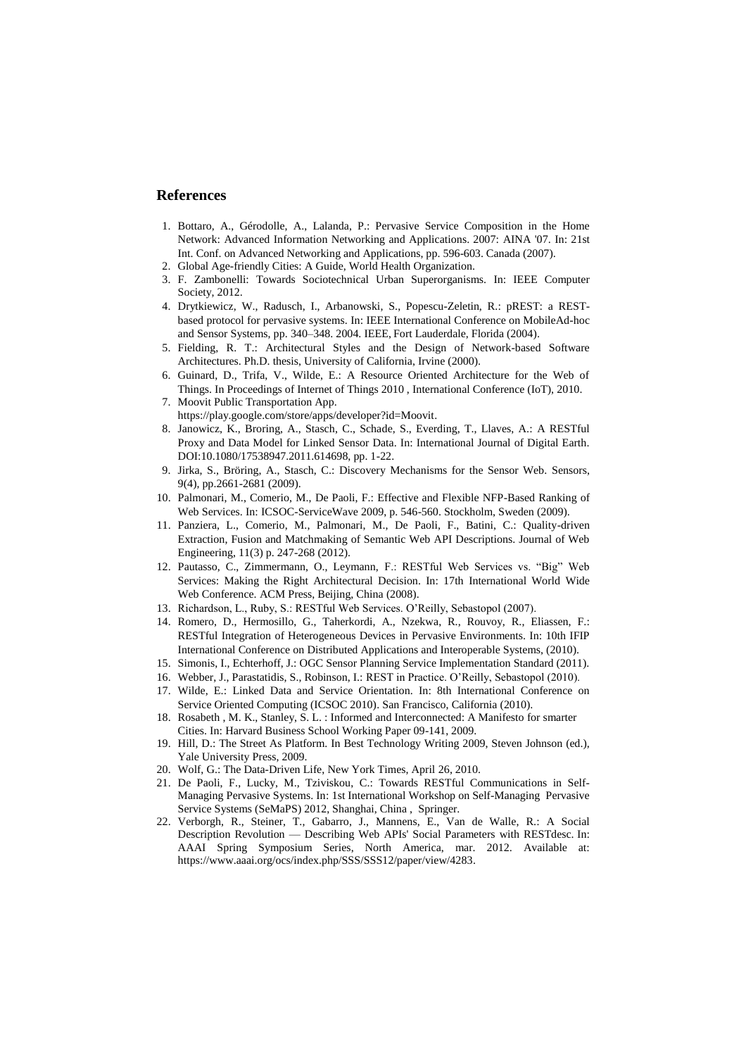## References

1. Bottaro, A., Gérodolle, A., Lalanda, P.: Pervasive Service Composition in the Home Network: Advanced Information Networking and Applications. 2007: AINA '07. In: 21st Int. Conf. on Advanced Networking and Applications, pp. 596-603. Canada (2007).
2. Global Age-friendly Cities: A Guide, World Health Organization.
3. F. Zambonelli: Towards Sociotechnical Urban Superorganisms. In: IEEE Computer Society, 2012.
4. Drytkiewicz, W., Radusch, I., Arbanowski, S., Popescu-Zeletin, R.: pREST: a REST-based protocol for pervasive systems. In: IEEE International Conference on MobileAd-hoc and Sensor Systems, pp. 340–348. 2004. IEEE, Fort Lauderdale, Florida (2004).
5. Fielding, R. T.: Architectural Styles and the Design of Network-based Software Architectures. Ph.D. thesis, University of California, Irvine (2000).
6. Guinard, D., Trifa, V., Wilde, E.: A Resource Oriented Architecture for the Web of Things. In Proceedings of Internet of Things 2010 , International Conference (IoT), 2010.
7. Moovit Public Transportation App. https://play.google.com/store/apps/developer?id=Moovit.
8. Janowicz, K., Broring, A., Stasch, C., Schade, S., Everding, T., Llaves, A.: A RESTful Proxy and Data Model for Linked Sensor Data. In: International Journal of Digital Earth. DOI:10.1080/17538947.2011.614698, pp. 1-22.
9. Jirka, S., Bröring, A., Stasch, C.: Discovery Mechanisms for the Sensor Web. Sensors, 9(4), pp.2661-2681 (2009).
10. Palmonari, M., Comerio, M., De Paoli, F.: Effective and Flexible NFP-Based Ranking of Web Services. In: ICSOC-ServiceWave 2009, p. 546-560. Stockholm, Sweden (2009).
11. Panziera, L., Comerio, M., Palmonari, M., De Paoli, F., Batini, C.: Quality-driven Extraction, Fusion and Matchmaking of Semantic Web API Descriptions. Journal of Web Engineering, 11(3) p. 247-268 (2012).
12. Pautasso, C., Zimmermann, O., Leymann, F.: RESTful Web Services vs. "Big" Web Services: Making the Right Architectural Decision. In: 17th International World Wide Web Conference. ACM Press, Beijing, China (2008).
13. Richardson, L., Ruby, S.: RESTful Web Services. O'Reilly, Sebastopol (2007).
14. Romero, D., Hermosillo, G., Taherkordi, A., Nzekwa, R., Rouvoy, R., Eliassen, F.: RESTful Integration of Heterogeneous Devices in Pervasive Environments. In: 10th IFIP International Conference on Distributed Applications and Interoperable Systems, (2010).
15. Simonis, I., Echterhoff, J.: OGC Sensor Planning Service Implementation Standard (2011).
16. Webber, J., Parastatidis, S., Robinson, I.: REST in Practice. O'Reilly, Sebastopol (2010).
17. Wilde, E.: Linked Data and Service Orientation. In: 8th International Conference on Service Oriented Computing (ICSOC 2010). San Francisco, California (2010).
18. Rosabeth , M. K., Stanley, S. L. : Informed and Interconnected: A Manifesto for smarter Cities. In: Harvard Business School Working Paper 09-141, 2009.
19. Hill, D.: The Street As Platform. In Best Technology Writing 2009, Steven Johnson (ed.), Yale University Press, 2009.
20. Wolf, G.: The Data-Driven Life, New York Times, April 26, 2010.
21. De Paoli, F., Lucky, M., Tziviskou, C.: Towards RESTful Communications in Self-Managing Pervasive Systems. In: 1st International Workshop on Self-Managing Pervasive Service Systems (SeMaPS) 2012, Shanghai, China , Springer.
22. Verborgh, R., Steiner, T., Gabarro, J., Mannens, E., Van de Walle, R.: A Social Description Revolution — Describing Web APIs' Social Parameters with RESTdesc. In: AAAI Spring Symposium Series, North America, mar. 2012. Available at: https://www.aaai.org/ocs/index.php/SSS/SSS12/paper/view/4283.